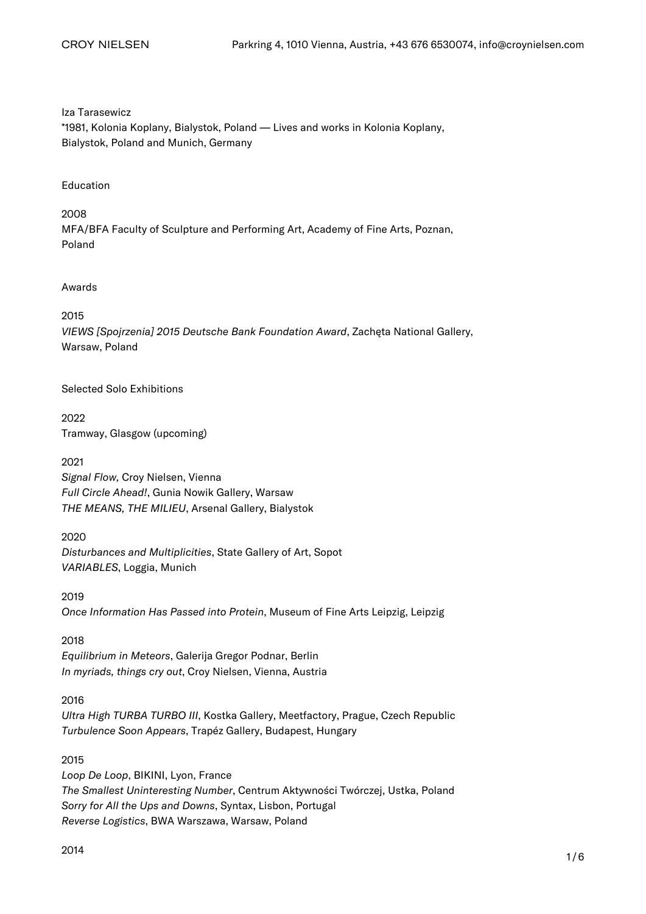Iza Tarasewicz
*1981, Kolonia Koplany, Bialystok, Poland — Lives and works in Kolonia Koplany, Bialystok, Poland and Munich, Germany

## Education

2008
MFA/BFA Faculty of Sculpture and Performing Art, Academy of Fine Arts, Poznan, Poland

## Awards

2015
*VIEWS [Spojrzenia] 2015 Deutsche Bank Foundation Award*, Zachęta National Gallery, Warsaw, Poland

## Selected Solo Exhibitions

2022
Tramway, Glasgow (upcoming)

2021
*Signal Flow,* Croy Nielsen, Vienna
*Full Circle Ahead!*, Gunia Nowik Gallery, Warsaw
*THE MEANS, THE MILIEU*, Arsenal Gallery, Bialystok

2020
*Disturbances and Multiplicities*, State Gallery of Art, Sopot
*VARIABLES*, Loggia, Munich

2019
*Once Information Has Passed into Protein*, Museum of Fine Arts Leipzig, Leipzig

2018
*Equilibrium in Meteors*, Galerija Gregor Podnar, Berlin
*In myriads, things cry out*, Croy Nielsen, Vienna, Austria

2016
*Ultra High TURBA TURBO III*, Kostka Gallery, Meetfactory, Prague, Czech Republic
*Turbulence Soon Appears*, Trapéz Gallery, Budapest, Hungary

2015
*Loop De Loop*, BIKINI, Lyon, France
*The Smallest Uninteresting Number*, Centrum Aktywności Twórczej, Ustka, Poland
*Sorry for All the Ups and Downs*, Syntax, Lisbon, Portugal
*Reverse Logistics*, BWA Warszawa, Warsaw, Poland

2014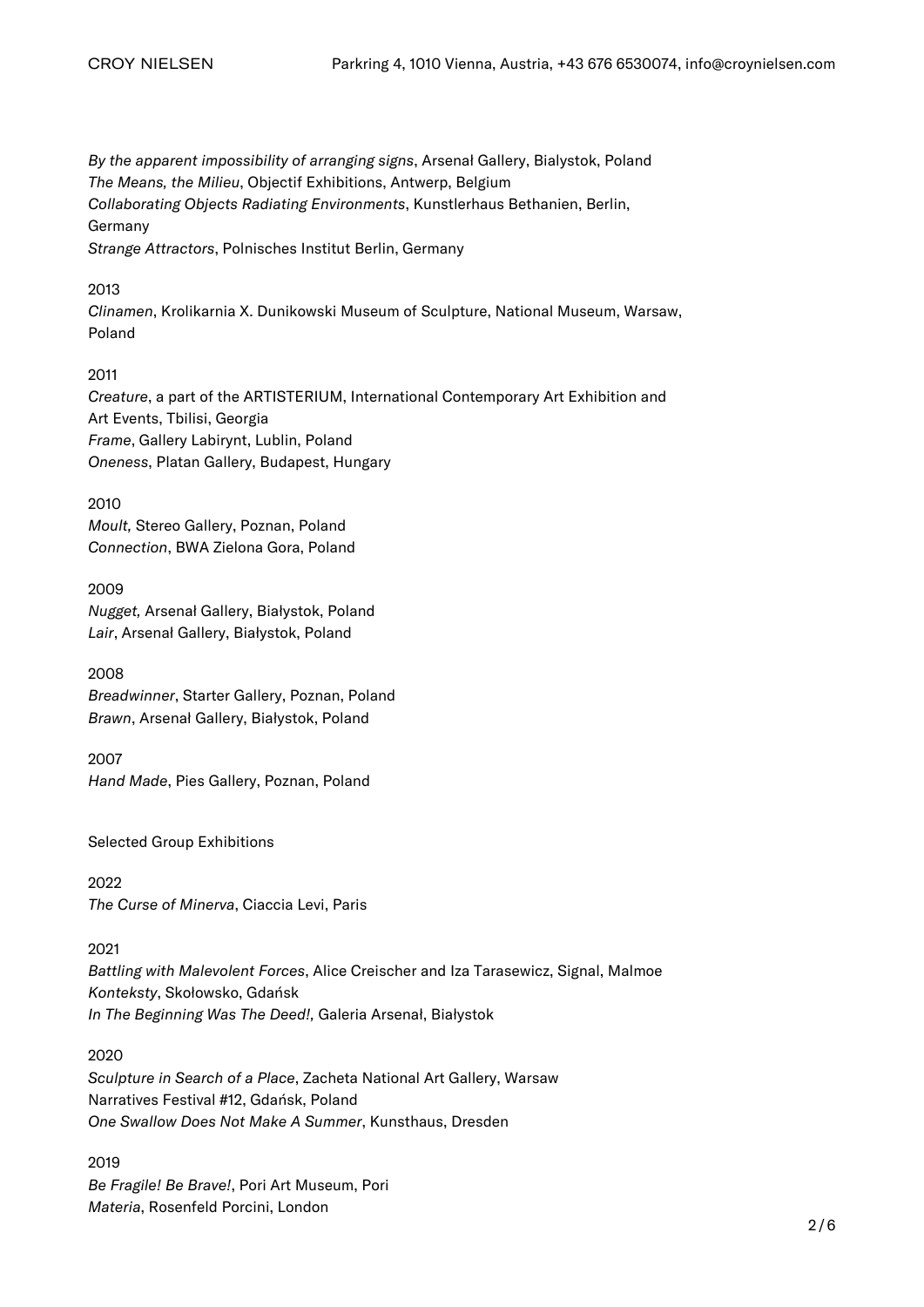*By the apparent impossibility of arranging signs*, Arsenał Gallery, Bialystok, Poland
*The Means, the Milieu*, Objectif Exhibitions, Antwerp, Belgium
*Collaborating Objects Radiating Environments*, Kunstlerhaus Bethanien, Berlin, Germany
*Strange Attractors*, Polnisches Institut Berlin, Germany

2013
*Clinamen*, Krolikarnia X. Dunikowski Museum of Sculpture, National Museum, Warsaw, Poland

2011
*Creature*, a part of the ARTISTERIUM, International Contemporary Art Exhibition and Art Events, Tbilisi, Georgia
*Frame*, Gallery Labirynt, Lublin, Poland
*Oneness*, Platan Gallery, Budapest, Hungary

2010
*Moult,* Stereo Gallery, Poznan, Poland
*Connection*, BWA Zielona Gora, Poland

2009
*Nugget,* Arsenał Gallery, Białystok, Poland
*Lair*, Arsenał Gallery, Białystok, Poland

2008
*Breadwinner*, Starter Gallery, Poznan, Poland
*Brawn*, Arsenał Gallery, Białystok, Poland

2007
*Hand Made*, Pies Gallery, Poznan, Poland

Selected Group Exhibitions

2022
*The Curse of Minerva*, Ciaccia Levi, Paris

2021
*Battling with Malevolent Forces*, Alice Creischer and Iza Tarasewicz, Signal, Malmoe
*Konteksty*, Skołowsko, Gdańsk
*In The Beginning Was The Deed!,* Galeria Arsenał, Białystok

2020
*Sculpture in Search of a Place*, Zacheta National Art Gallery, Warsaw
Narratives Festival #12, Gdańsk, Poland
*One Swallow Does Not Make A Summer*, Kunsthaus, Dresden

2019
*Be Fragile! Be Brave!*, Pori Art Museum, Pori
*Materia*, Rosenfeld Porcini, London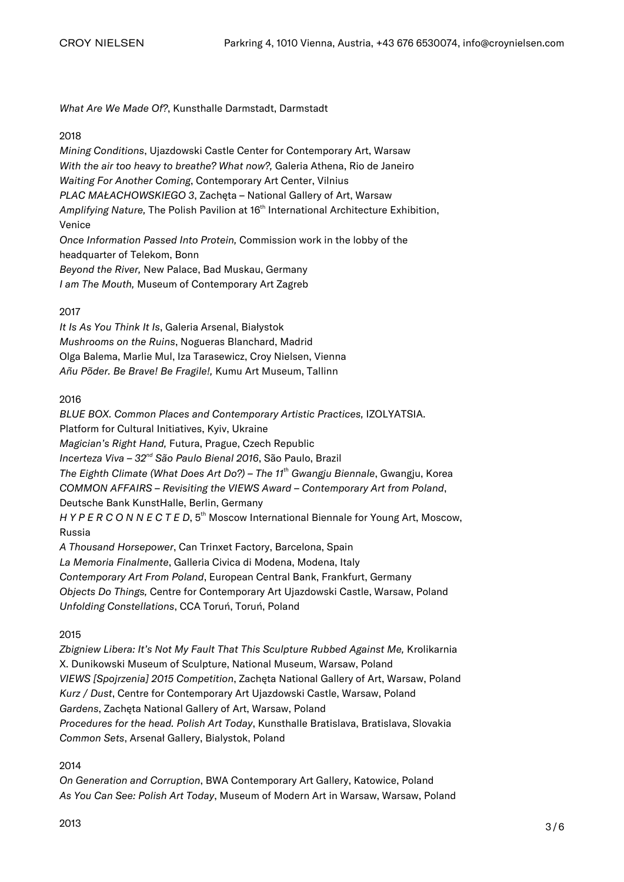*What Are We Made Of?*, Kunsthalle Darmstadt, Darmstadt

2018

*Mining Conditions*, Ujazdowski Castle Center for Contemporary Art, Warsaw
*With the air too heavy to breathe? What now?,* Galeria Athena, Rio de Janeiro
*Waiting For Another Coming*, Contemporary Art Center, Vilnius
*PLAC MAŁACHOWSKIEGO 3*, Zachęta – National Gallery of Art, Warsaw
*Amplifying Nature,* The Polish Pavilion at 16th International Architecture Exhibition, Venice
*Once Information Passed Into Protein,* Commission work in the lobby of the headquarter of Telekom, Bonn
*Beyond the River,* New Palace, Bad Muskau, Germany
*I am The Mouth,* Museum of Contemporary Art Zagreb

2017

*It Is As You Think It Is*, Galeria Arsenal, Białystok
*Mushrooms on the Ruins*, Nogueras Blanchard, Madrid
Olga Balema, Marlie Mul, Iza Tarasewicz, Croy Nielsen, Vienna
*Añu Põder. Be Brave! Be Fragile!,* Kumu Art Museum, Tallinn

2016

*BLUE BOX. Common Places and Contemporary Artistic Practices,* IZOLYATSIA. Platform for Cultural Initiatives, Kyiv, Ukraine
*Magician's Right Hand,* Futura, Prague, Czech Republic
*Incerteza Viva – 32nd São Paulo Bienal 2016*, São Paulo, Brazil
*The Eighth Climate (What Does Art Do?) – The 11th Gwangju Biennale*, Gwangju, Korea
*COMMON AFFAIRS – Revisiting the VIEWS Award – Contemporary Art from Poland*, Deutsche Bank KunstHalle, Berlin, Germany
*H Y P E R C O N N E C T E D*, 5th Moscow International Biennale for Young Art, Moscow, Russia
*A Thousand Horsepower*, Can Trinxet Factory, Barcelona, Spain
*La Memoria Finalmente*, Galleria Civica di Modena, Modena, Italy
*Contemporary Art From Poland*, European Central Bank, Frankfurt, Germany
*Objects Do Things,* Centre for Contemporary Art Ujazdowski Castle, Warsaw, Poland
*Unfolding Constellations*, CCA Toruń, Toruń, Poland

2015

*Zbigniew Libera: It's Not My Fault That This Sculpture Rubbed Against Me,* Krolikarnia X. Dunikowski Museum of Sculpture, National Museum, Warsaw, Poland
*VIEWS [Spojrzenia] 2015 Competition*, Zachęta National Gallery of Art, Warsaw, Poland
*Kurz / Dust*, Centre for Contemporary Art Ujazdowski Castle, Warsaw, Poland
*Gardens*, Zachęta National Gallery of Art, Warsaw, Poland
*Procedures for the head. Polish Art Today*, Kunsthalle Bratislava, Bratislava, Slovakia
*Common Sets*, Arsenał Gallery, Bialystok, Poland

2014

*On Generation and Corruption*, BWA Contemporary Art Gallery, Katowice, Poland
*As You Can See: Polish Art Today*, Museum of Modern Art in Warsaw, Warsaw, Poland

2013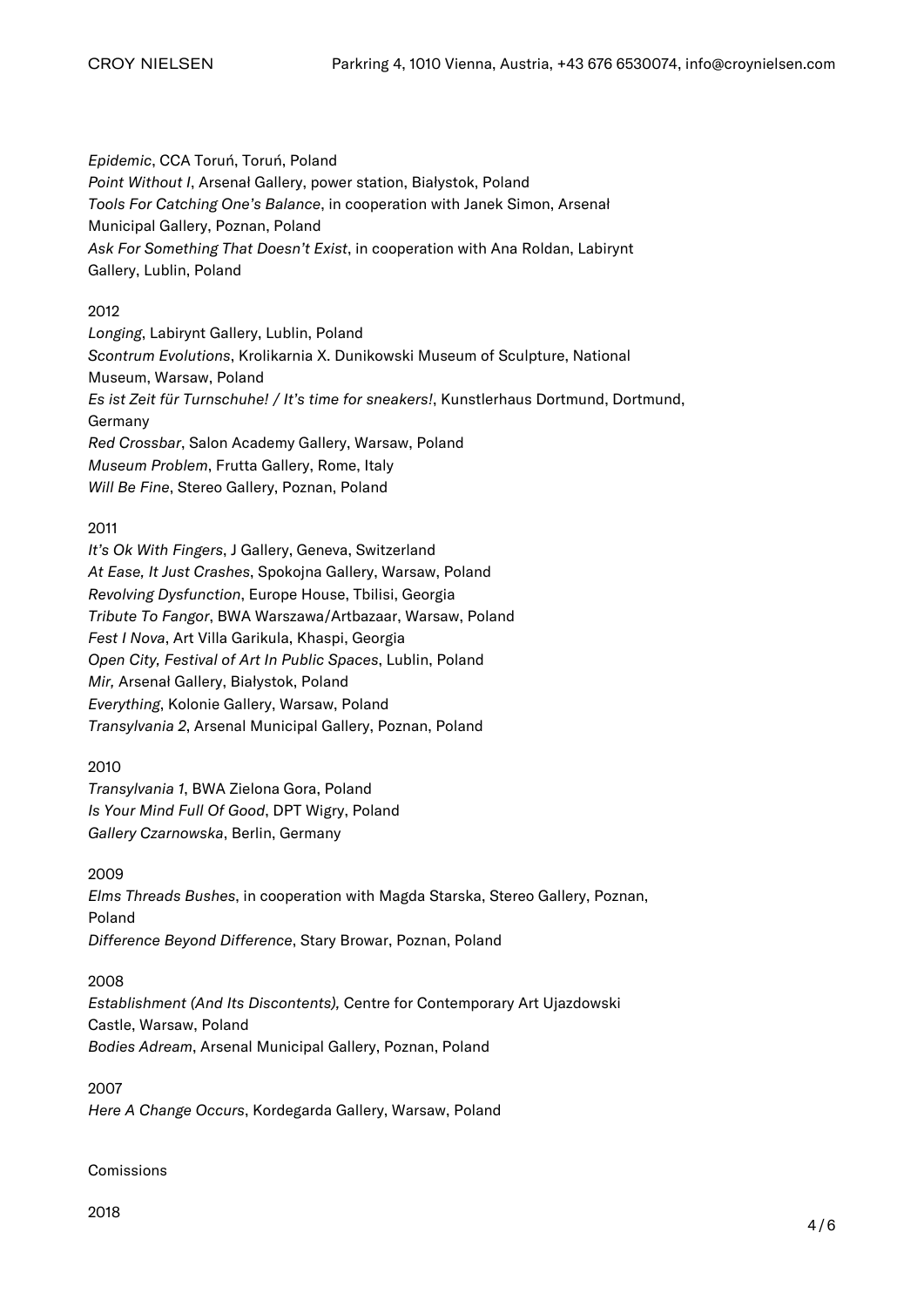*Epidemic*, CCA Toruń, Toruń, Poland
*Point Without I*, Arsenał Gallery, power station, Białystok, Poland
*Tools For Catching One's Balance*, in cooperation with Janek Simon, Arsenał Municipal Gallery, Poznan, Poland
*Ask For Something That Doesn't Exist*, in cooperation with Ana Roldan, Labirynt Gallery, Lublin, Poland

2012
*Longing*, Labirynt Gallery, Lublin, Poland
*Scontrum Evolutions*, Krolikarnia X. Dunikowski Museum of Sculpture, National Museum, Warsaw, Poland
*Es ist Zeit für Turnschuhe! / It's time for sneakers!*, Kunstlerhaus Dortmund, Dortmund, Germany
*Red Crossbar*, Salon Academy Gallery, Warsaw, Poland
*Museum Problem*, Frutta Gallery, Rome, Italy
*Will Be Fine*, Stereo Gallery, Poznan, Poland

2011
*It's Ok With Fingers*, J Gallery, Geneva, Switzerland
*At Ease, It Just Crashes*, Spokojna Gallery, Warsaw, Poland
*Revolving Dysfunction*, Europe House, Tbilisi, Georgia
*Tribute To Fangor*, BWA Warszawa/Artbazaar, Warsaw, Poland
*Fest I Nova*, Art Villa Garikula, Khaspi, Georgia
*Open City, Festival of Art In Public Spaces*, Lublin, Poland
*Mir,* Arsenał Gallery, Białystok, Poland
*Everything*, Kolonie Gallery, Warsaw, Poland
*Transylvania 2*, Arsenal Municipal Gallery, Poznan, Poland

2010
*Transylvania 1*, BWA Zielona Gora, Poland
*Is Your Mind Full Of Good*, DPT Wigry, Poland
*Gallery Czarnowska*, Berlin, Germany

2009
*Elms Threads Bushes*, in cooperation with Magda Starska, Stereo Gallery, Poznan, Poland
*Difference Beyond Difference*, Stary Browar, Poznan, Poland

2008
*Establishment (And Its Discontents),* Centre for Contemporary Art Ujazdowski Castle, Warsaw, Poland
*Bodies Adream*, Arsenal Municipal Gallery, Poznan, Poland

2007
*Here A Change Occurs*, Kordegarda Gallery, Warsaw, Poland

Comissions

2018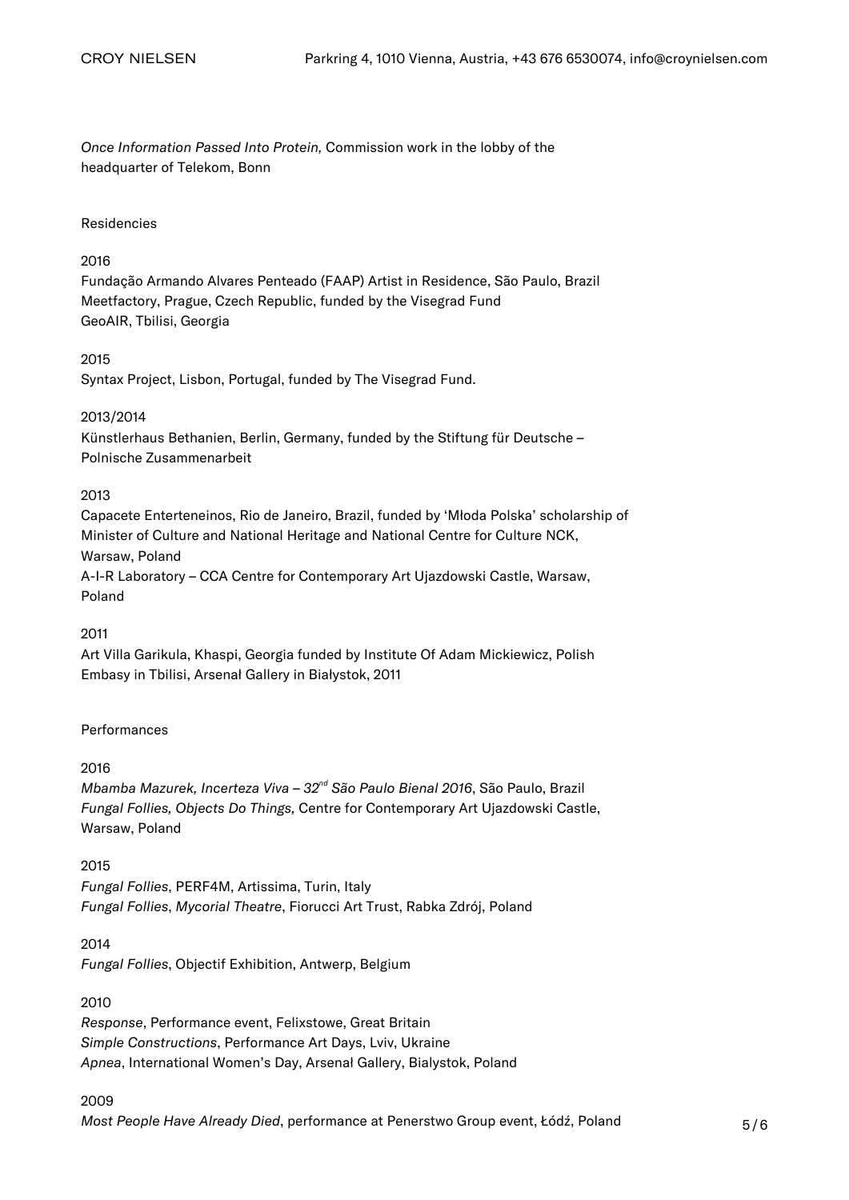*Once Information Passed Into Protein,* Commission work in the lobby of the headquarter of Telekom, Bonn

Residencies

2016

Fundação Armando Alvares Penteado (FAAP) Artist in Residence, São Paulo, Brazil
Meetfactory, Prague, Czech Republic, funded by the Visegrad Fund
GeoAIR, Tbilisi, Georgia

2015

Syntax Project, Lisbon, Portugal, funded by The Visegrad Fund.

2013/2014

Künstlerhaus Bethanien, Berlin, Germany, funded by the Stiftung für Deutsche – Polnische Zusammenarbeit

2013

Capacete Enterteneinos, Rio de Janeiro, Brazil, funded by 'Młoda Polska' scholarship of Minister of Culture and National Heritage and National Centre for Culture NCK, Warsaw, Poland
A-I-R Laboratory – CCA Centre for Contemporary Art Ujazdowski Castle, Warsaw, Poland

2011

Art Villa Garikula, Khaspi, Georgia funded by Institute Of Adam Mickiewicz, Polish Embasy in Tbilisi, Arsenał Gallery in Białystok, 2011

Performances

2016

*Mbamba Mazurek, Incerteza Viva – 32nd São Paulo Bienal 2016*, São Paulo, Brazil
*Fungal Follies, Objects Do Things,* Centre for Contemporary Art Ujazdowski Castle, Warsaw, Poland

2015

*Fungal Follies*, PERF4M, Artissima, Turin, Italy
*Fungal Follies*, *Mycorial Theatre*, Fiorucci Art Trust, Rabka Zdrój, Poland

2014

*Fungal Follies*, Objectif Exhibition, Antwerp, Belgium

2010

*Response*, Performance event, Felixstowe, Great Britain
*Simple Constructions*, Performance Art Days, Lviv, Ukraine
*Apnea*, International Women's Day, Arsenał Gallery, Bialystok, Poland

2009

*Most People Have Already Died*, performance at Penerstwo Group event, Łódź, Poland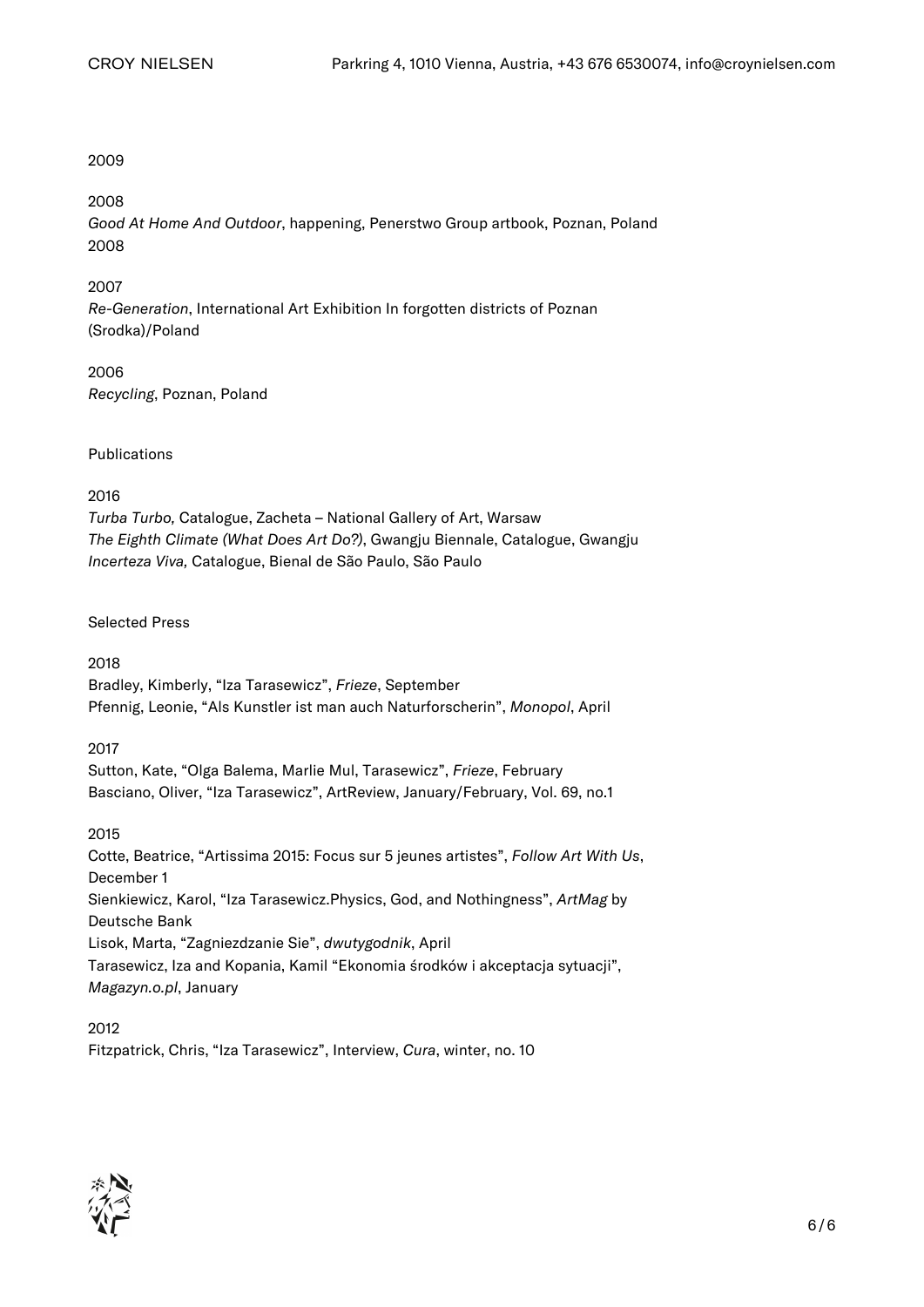2009

2008
*Good At Home And Outdoor*, happening, Penerstwo Group artbook, Poznan, Poland
2008

2007
*Re-Generation*, International Art Exhibition In forgotten districts of Poznan (Srodka)/Poland

2006
*Recycling*, Poznan, Poland

Publications

2016
*Turba Turbo,* Catalogue, Zacheta – National Gallery of Art, Warsaw
*The Eighth Climate (What Does Art Do?)*, Gwangju Biennale, Catalogue, Gwangju
*Incerteza Viva,* Catalogue, Bienal de São Paulo, São Paulo

Selected Press

2018
Bradley, Kimberly, "Iza Tarasewicz", *Frieze*, September
Pfennig, Leonie, "Als Kunstler ist man auch Naturforscherin", *Monopol*, April

2017
Sutton, Kate, "Olga Balema, Marlie Mul, Tarasewicz", *Frieze*, February
Basciano, Oliver, "Iza Tarasewicz", ArtReview, January/February, Vol. 69, no.1

2015
Cotte, Beatrice, "Artissima 2015: Focus sur 5 jeunes artistes", *Follow Art With Us*, December 1
Sienkiewicz, Karol, "Iza Tarasewicz.Physics, God, and Nothingness", *ArtMag* by Deutsche Bank
Lisok, Marta, "Zagniezdzanie Sie", *dwutygodnik*, April
Tarasewicz, Iza and Kopania, Kamil "Ekonomia środków i akceptacja sytuacji", *Magazyn.o.pl*, January

2012
Fitzpatrick, Chris, "Iza Tarasewicz", Interview, *Cura*, winter, no. 10